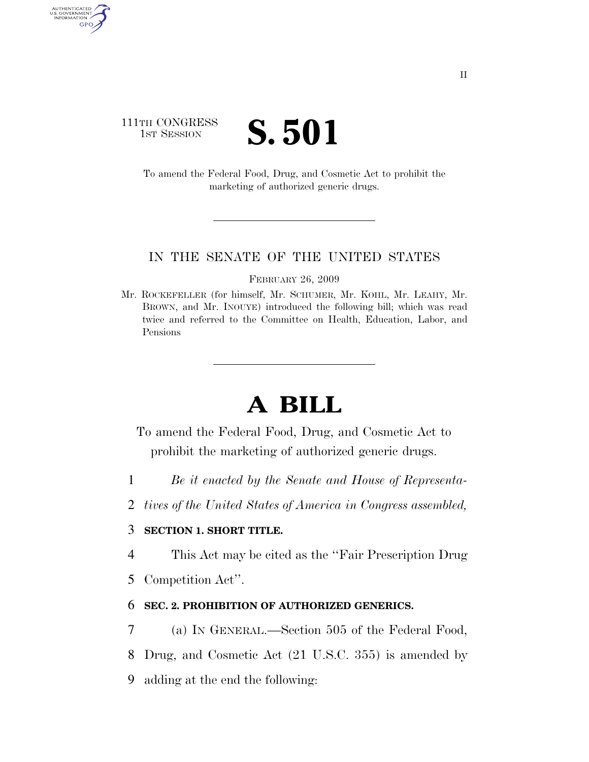111TH CONGRESS
1ST SESSION

# S. 501

To amend the Federal Food, Drug, and Cosmetic Act to prohibit the marketing of authorized generic drugs.

IN THE SENATE OF THE UNITED STATES

FEBRUARY 26, 2009

Mr. ROCKEFELLER (for himself, Mr. SCHUMER, Mr. KOHL, Mr. LEAHY, Mr. BROWN, and Mr. INOUYE) introduced the following bill; which was read twice and referred to the Committee on Health, Education, Labor, and Pensions

# A BILL

To amend the Federal Food, Drug, and Cosmetic Act to prohibit the marketing of authorized generic drugs.

*Be it enacted by the Senate and House of Representatives of the United States of America in Congress assembled,*

**SECTION 1. SHORT TITLE.**

This Act may be cited as the "Fair Prescription Drug Competition Act".

**SEC. 2. PROHIBITION OF AUTHORIZED GENERICS.**

(a) IN GENERAL.—Section 505 of the Federal Food, Drug, and Cosmetic Act (21 U.S.C. 355) is amended by adding at the end the following: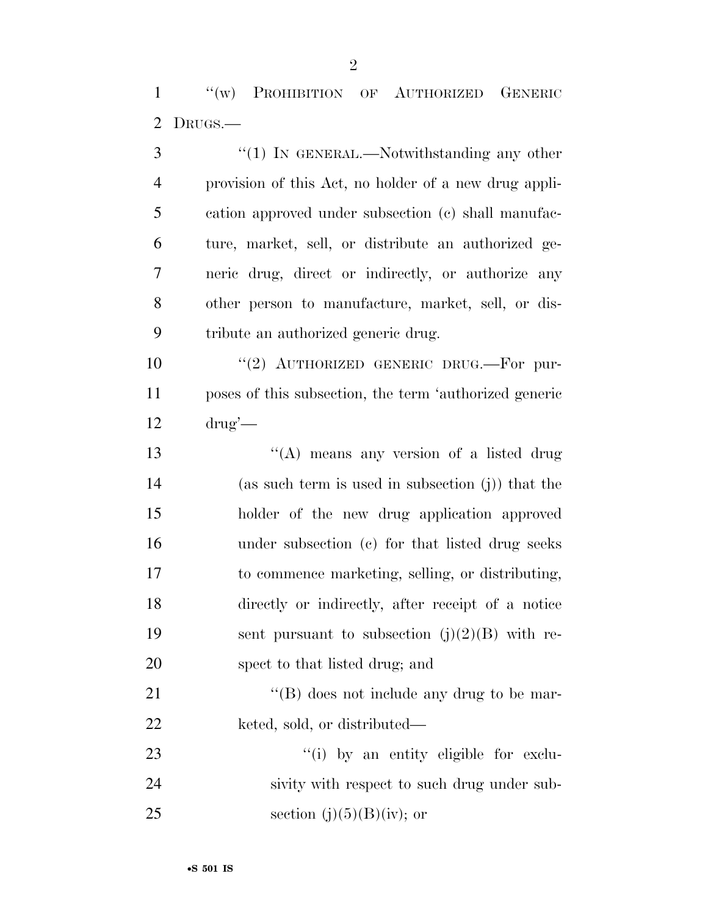"(w) PROHIBITION OF AUTHORIZED GENERIC DRUGS.—

"(1) IN GENERAL.—Notwithstanding any other provision of this Act, no holder of a new drug application approved under subsection (c) shall manufacture, market, sell, or distribute an authorized generic drug, direct or indirectly, or authorize any other person to manufacture, market, sell, or distribute an authorized generic drug.

"(2) AUTHORIZED GENERIC DRUG.—For purposes of this subsection, the term 'authorized generic drug'—

"(A) means any version of a listed drug (as such term is used in subsection (j)) that the holder of the new drug application approved under subsection (c) for that listed drug seeks to commence marketing, selling, or distributing, directly or indirectly, after receipt of a notice sent pursuant to subsection (j)(2)(B) with respect to that listed drug; and

"(B) does not include any drug to be marketed, sold, or distributed—

"(i) by an entity eligible for exclusivity with respect to such drug under subsection (j)(5)(B)(iv); or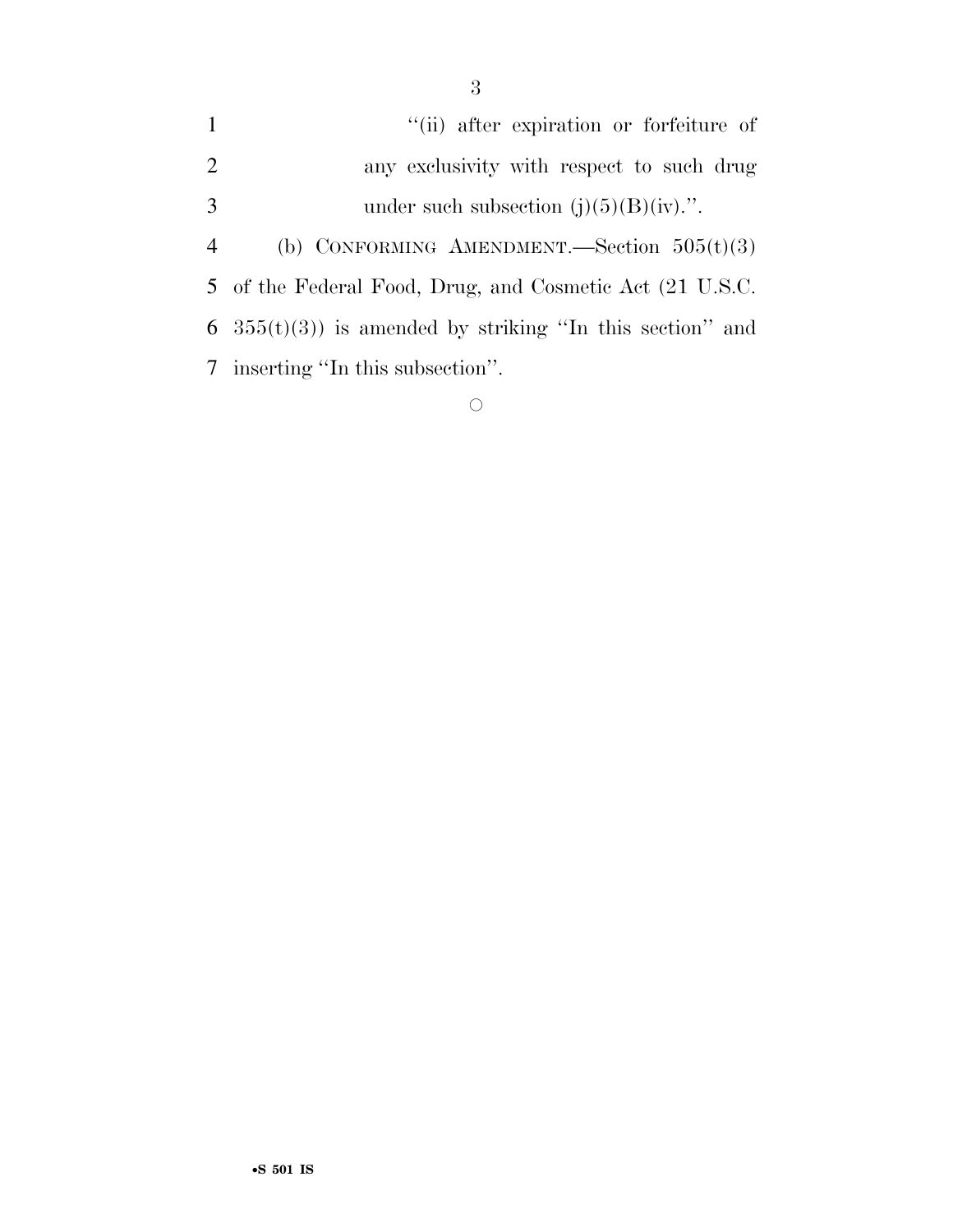"(ii) after expiration or forfeiture of any exclusivity with respect to such drug under such subsection (j)(5)(B)(iv).".

(b) CONFORMING AMENDMENT.—Section 505(t)(3) of the Federal Food, Drug, and Cosmetic Act (21 U.S.C. 355(t)(3)) is amended by striking "In this section" and inserting "In this subsection".

○